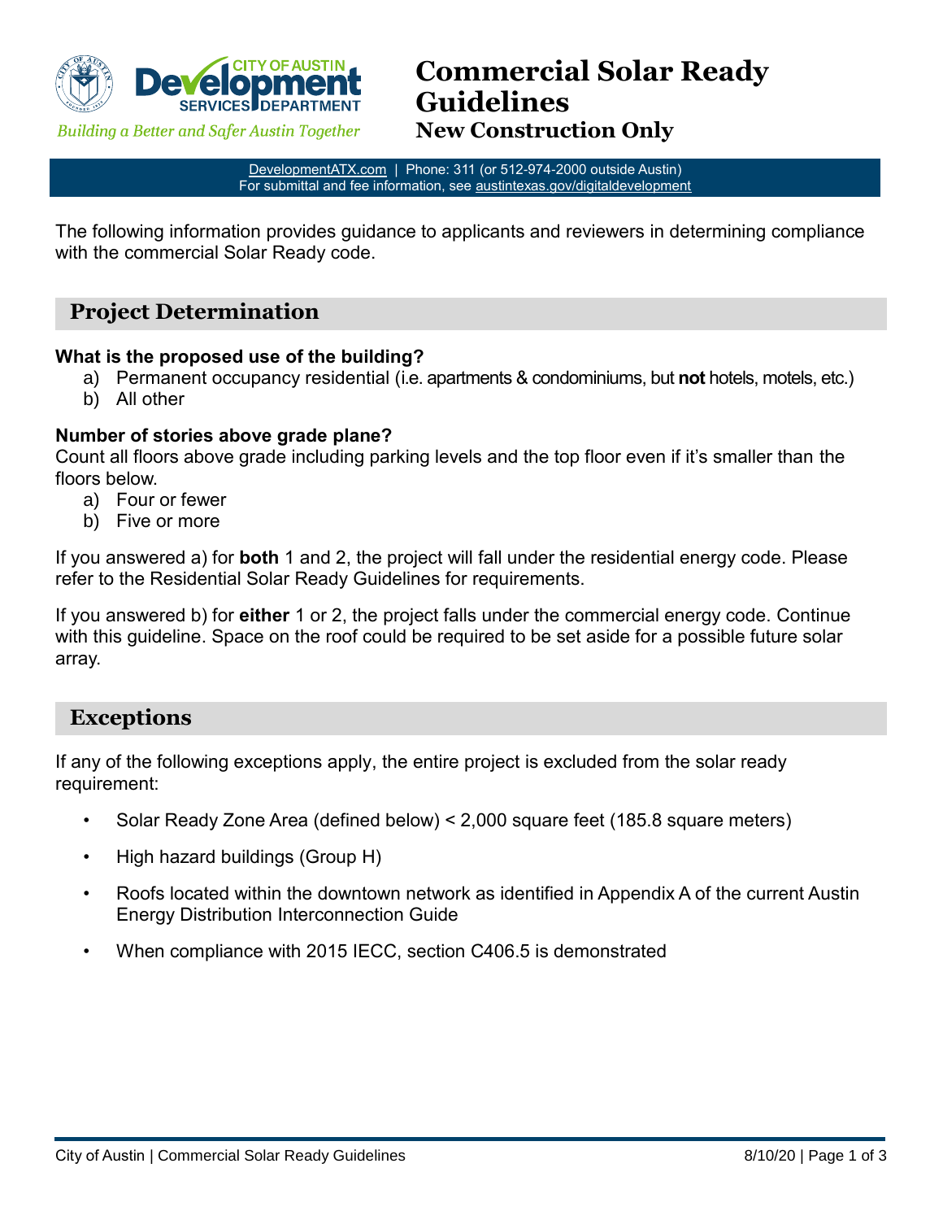# Commercial Solar Ready Guidelines

## New Construction Only

Building a Better and Safer Austin Together

DevelopmentATX.com | Phone: 311 (or 512-974-2000 outside Austin)
For submittal and fee information, see austintexas.gov/digitaldevelopment

The following information provides guidance to applicants and reviewers in determining compliance with the commercial Solar Ready code.

## Project Determination

**What is the proposed use of the building?**

a) Permanent occupancy residential (i.e. apartments & condominiums, but **not** hotels, motels, etc.)
b) All other

**Number of stories above grade plane?**

Count all floors above grade including parking levels and the top floor even if it's smaller than the floors below.

a) Four or fewer
b) Five or more

If you answered a) for **both** 1 and 2, the project will fall under the residential energy code. Please refer to the Residential Solar Ready Guidelines for requirements.

If you answered b) for **either** 1 or 2, the project falls under the commercial energy code. Continue with this guideline. Space on the roof could be required to be set aside for a possible future solar array.

## Exceptions

If any of the following exceptions apply, the entire project is excluded from the solar ready requirement:

- Solar Ready Zone Area (defined below) < 2,000 square feet (185.8 square meters)
- High hazard buildings (Group H)
- Roofs located within the downtown network as identified in Appendix A of the current Austin Energy Distribution Interconnection Guide
- When compliance with 2015 IECC, section C406.5 is demonstrated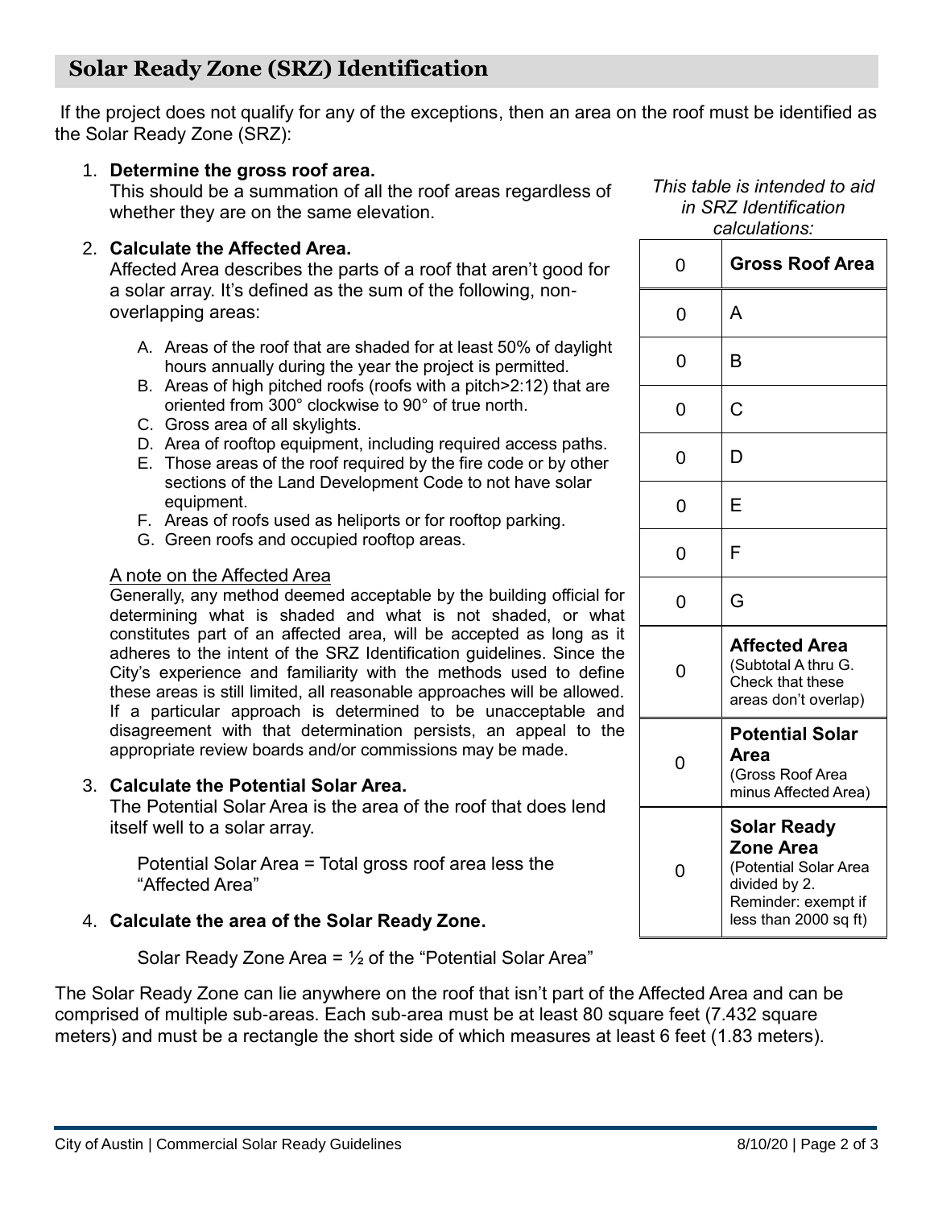## Solar Ready Zone (SRZ) Identification

If the project does not qualify for any of the exceptions, then an area on the roof must be identified as the Solar Ready Zone (SRZ):

1. **Determine the gross roof area.**
   This should be a summation of all the roof areas regardless of whether they are on the same elevation.

2. **Calculate the Affected Area.**
   Affected Area describes the parts of a roof that aren't good for a solar array. It's defined as the sum of the following, non-overlapping areas:

   A. Areas of the roof that are shaded for at least 50% of daylight hours annually during the year the project is permitted.
   B. Areas of high pitched roofs (roofs with a pitch>2:12) that are oriented from 300° clockwise to 90° of true north.
   C. Gross area of all skylights.
   D. Area of rooftop equipment, including required access paths.
   E. Those areas of the roof required by the fire code or by other sections of the Land Development Code to not have solar equipment.
   F. Areas of roofs used as heliports or for rooftop parking.
   G. Green roofs and occupied rooftop areas.

   <u>A note on the Affected Area</u>
   Generally, any method deemed acceptable by the building official for determining what is shaded and what is not shaded, or what constitutes part of an affected area, will be accepted as long as it adheres to the intent of the SRZ Identification guidelines. Since the City's experience and familiarity with the methods used to define these areas is still limited, all reasonable approaches will be allowed. If a particular approach is determined to be unacceptable and disagreement with that determination persists, an appeal to the appropriate review boards and/or commissions may be made.

3. **Calculate the Potential Solar Area.**
   The Potential Solar Area is the area of the roof that does lend itself well to a solar array.

   Potential Solar Area = Total gross roof area less the "Affected Area"

4. **Calculate the area of the Solar Ready Zone.**

   Solar Ready Zone Area = ½ of the "Potential Solar Area"

*This table is intended to aid in SRZ Identification calculations:*

| | |
|---|---|
| 0 | **Gross Roof Area** |
| 0 | A |
| 0 | B |
| 0 | C |
| 0 | D |
| 0 | E |
| 0 | F |
| 0 | G |
| 0 | **Affected Area** (Subtotal A thru G. Check that these areas don't overlap) |
| 0 | **Potential Solar Area** (Gross Roof Area minus Affected Area) |
| 0 | **Solar Ready Zone Area** (Potential Solar Area divided by 2. Reminder: exempt if less than 2000 sq ft) |

The Solar Ready Zone can lie anywhere on the roof that isn't part of the Affected Area and can be comprised of multiple sub-areas. Each sub-area must be at least 80 square feet (7.432 square meters) and must be a rectangle the short side of which measures at least 6 feet (1.83 meters).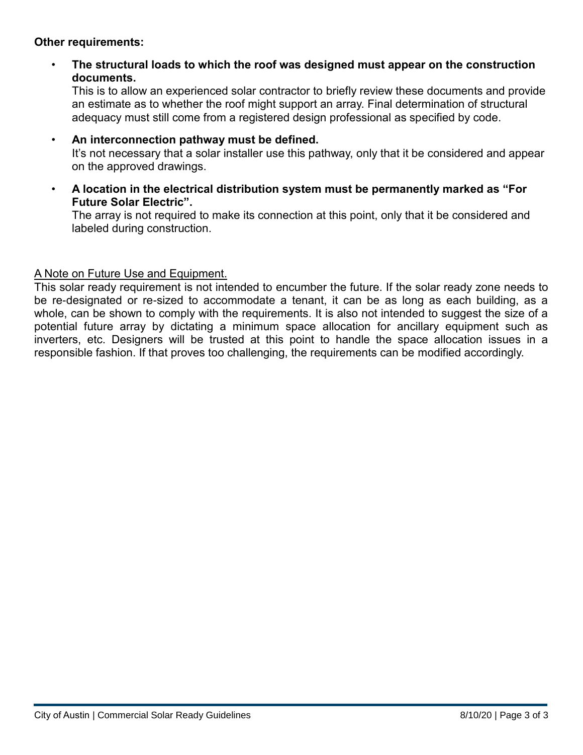**Other requirements:**

- **The structural loads to which the roof was designed must appear on the construction documents.**
  This is to allow an experienced solar contractor to briefly review these documents and provide an estimate as to whether the roof might support an array. Final determination of structural adequacy must still come from a registered design professional as specified by code.

- **An interconnection pathway must be defined.**
  It's not necessary that a solar installer use this pathway, only that it be considered and appear on the approved drawings.

- **A location in the electrical distribution system must be permanently marked as "For Future Solar Electric".**
  The array is not required to make its connection at this point, only that it be considered and labeled during construction.

<u>A Note on Future Use and Equipment.</u>

This solar ready requirement is not intended to encumber the future. If the solar ready zone needs to be re-designated or re-sized to accommodate a tenant, it can be as long as each building, as a whole, can be shown to comply with the requirements. It is also not intended to suggest the size of a potential future array by dictating a minimum space allocation for ancillary equipment such as inverters, etc. Designers will be trusted at this point to handle the space allocation issues in a responsible fashion. If that proves too challenging, the requirements can be modified accordingly.